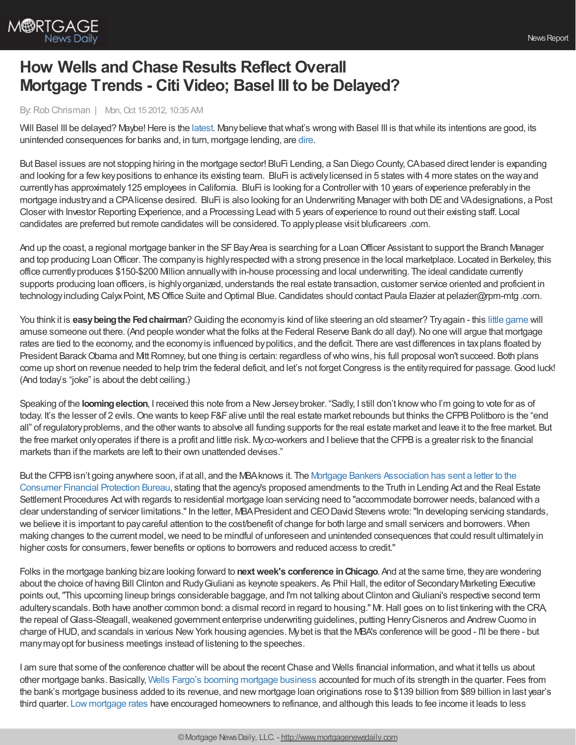# How Wells and Chase Results Reflect Overall Mortgage Trends - Citi Video; Basel III to be Delayed?

By: Rob Chrisman | Mon, Oct 15 2012, 10:35 AM

Will Basel III be delayed? Maybe! Here is the latest. Many believe that what's wrong with Basel III is that while its intentions are good, its unintended consequences for banks and, in turn, mortgage lending, are dire.

But Basel issues are not stopping hiring in the mortgage sector! BluFi Lending, a San Diego County, CA based direct lender is expanding and looking for a few key positions to enhance its existing team. BluFi is actively licensed in 5 states with 4 more states on the way and currently has approximately 125 employees in California. BluFi is looking for a Controller with 10 years of experience preferably in the mortgage industry and a CPA license desired. BluFi is also looking for an Underwriting Manager with both DE and VA designations, a Post Closer with Investor Reporting Experience, and a Processing Lead with 5 years of experience to round out their existing staff. Local candidates are preferred but remote candidates will be considered. To apply please visit bluficareers .com.

And up the coast, a regional mortgage banker in the SF Bay Area is searching for a Loan Officer Assistant to support the Branch Manager and top producing Loan Officer. The company is highly respected with a strong presence in the local marketplace. Located in Berkeley, this office currently produces $150-$200 Million annually with in-house processing and local underwriting. The ideal candidate currently supports producing loan officers, is highly organized, understands the real estate transaction, customer service oriented and proficient in technology including Calyx Point, MS Office Suite and Optimal Blue. Candidates should contact Paula Elazier at pelazier@rpm-mtg .com.

You think it is **easy being the Fed chairman**? Guiding the economy is kind of like steering an old steamer? Try again - this little game will amuse someone out there. (And people wonder what the folks at the Federal Reserve Bank do all day!). No one will argue that mortgage rates are tied to the economy, and the economy is influenced by politics, and the deficit. There are vast differences in tax plans floated by President Barack Obama and Mitt Romney, but one thing is certain: regardless of who wins, his full proposal won't succeed. Both plans come up short on revenue needed to help trim the federal deficit, and let's not forget Congress is the entity required for passage. Good luck! (And today's "joke" is about the debt ceiling.)

Speaking of the **looming election**, I received this note from a New Jersey broker. "Sadly, I still don't know who I'm going to vote for as of today. It's the lesser of 2 evils. One wants to keep F&F alive until the real estate market rebounds but thinks the CFPB Politboro is the "end all" of regulatory problems, and the other wants to absolve all funding supports for the real estate market and leave it to the free market. But the free market only operates if there is a profit and little risk. My co-workers and I believe that the CFPB is a greater risk to the financial markets than if the markets are left to their own unattended devises."

But the CFPB isn't going anywhere soon, if at all, and the MBA knows it. The Mortgage Bankers Association has sent a letter to the Consumer Financial Protection Bureau, stating that the agency's proposed amendments to the Truth in Lending Act and the Real Estate Settlement Procedures Act with regards to residential mortgage loan servicing need to "accommodate borrower needs, balanced with a clear understanding of servicer limitations." In the letter, MBA President and CEO David Stevens wrote: "In developing servicing standards, we believe it is important to pay careful attention to the cost/benefit of change for both large and small servicers and borrowers. When making changes to the current model, we need to be mindful of unforeseen and unintended consequences that could result ultimately in higher costs for consumers, fewer benefits or options to borrowers and reduced access to credit."

Folks in the mortgage banking biz are looking forward to **next week's conference in Chicago**. And at the same time, they are wondering about the choice of having Bill Clinton and Rudy Giuliani as keynote speakers. As Phil Hall, the editor of Secondary Marketing Executive points out, "This upcoming lineup brings considerable baggage, and I'm not talking about Clinton and Giuliani's respective second term adultery scandals. Both have another common bond: a dismal record in regard to housing." Mr. Hall goes on to list tinkering with the CRA, the repeal of Glass-Steagall, weakened government enterprise underwriting guidelines, putting Henry Cisneros and Andrew Cuomo in charge of HUD, and scandals in various New York housing agencies. My bet is that the MBA's conference will be good - I'll be there - but many may opt for business meetings instead of listening to the speeches.

I am sure that some of the conference chatter will be about the recent Chase and Wells financial information, and what it tells us about other mortgage banks. Basically, Wells Fargo's booming mortgage business accounted for much of its strength in the quarter. Fees from the bank's mortgage business added to its revenue, and new mortgage loan originations rose to $139 billion from $89 billion in last year's third quarter. Low mortgage rates have encouraged homeowners to refinance, and although this leads to fee income it leads to less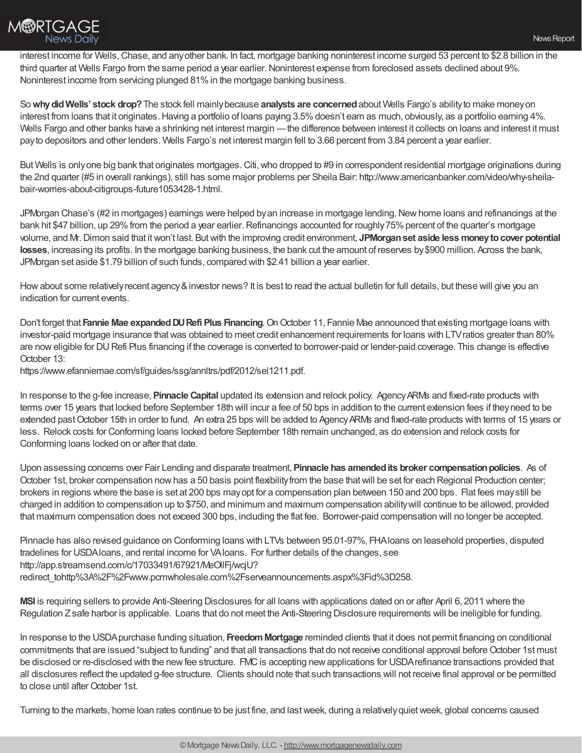interest income for Wells, Chase, and any other bank. In fact, mortgage banking noninterest income surged 53 percent to $2.8 billion in the third quarter at Wells Fargo from the same period a year earlier. Noninterest expense from foreclosed assets declined about 9%. Noninterest income from servicing plunged 81% in the mortgage banking business.

So **why did Wells' stock drop?** The stock fell mainly because **analysts are concerned** about Wells Fargo's ability to make money on interest from loans that it originates. Having a portfolio of loans paying 3.5% doesn't earn as much, obviously, as a portfolio earning 4%. Wells Fargo and other banks have a shrinking net interest margin — the difference between interest it collects on loans and interest it must pay to depositors and other lenders. Wells Fargo's net interest margin fell to 3.66 percent from 3.84 percent a year earlier.

But Wells is only one big bank that originates mortgages. Citi, who dropped to #9 in correspondent residential mortgage originations during the 2nd quarter (#5 in overall rankings), still has some major problems per Sheila Bair: http://www.americanbanker.com/video/why-sheila-bair-worries-about-citigroups-future1053428-1.html.

JPMorgan Chase's (#2 in mortgages) earnings were helped by an increase in mortgage lending. New home loans and refinancings at the bank hit $47 billion, up 29% from the period a year earlier. Refinancings accounted for roughly 75% percent of the quarter's mortgage volume, and Mr. Dimon said that it won't last. But with the improving credit environment, **JPMorgan set aside less money to cover potential losses**, increasing its profits. In the mortgage banking business, the bank cut the amount of reserves by $900 million. Across the bank, JPMorgan set aside $1.79 billion of such funds, compared with $2.41 billion a year earlier.

How about some relatively recent agency & investor news? It is best to read the actual bulletin for full details, but these will give you an indication for current events.

Don't forget that **Fannie Mae expanded DU Refi Plus Financing**. On October 11, Fannie Mae announced that existing mortgage loans with investor-paid mortgage insurance that was obtained to meet credit enhancement requirements for loans with LTV ratios greater than 80% are now eligible for DU Refi Plus financing if the coverage is converted to borrower-paid or lender-paid coverage. This change is effective October 13:
https://www.efanniemae.com/sf/guides/ssg/annltrs/pdf/2012/sel1211.pdf.

In response to the g-fee increase, **Pinnacle Capital** updated its extension and relock policy. Agency ARMs and fixed-rate products with terms over 15 years that locked before September 18th will incur a fee of 50 bps in addition to the current extension fees if they need to be extended past October 15th in order to fund. An extra 25 bps will be added to Agency ARMs and fixed-rate products with terms of 15 years or less. Relock costs for Conforming loans locked before September 18th remain unchanged, as do extension and relock costs for Conforming loans locked on or after that date.

Upon assessing concerns over Fair Lending and disparate treatment, **Pinnacle has amended its broker compensation policies**. As of October 1st, broker compensation now has a 50 basis point flexibility from the base that will be set for each Regional Production center; brokers in regions where the base is set at 200 bps may opt for a compensation plan between 150 and 200 bps. Flat fees may still be charged in addition to compensation up to $750, and minimum and maximum compensation ability will continue to be allowed, provided that maximum compensation does not exceed 300 bps, including the flat fee. Borrower-paid compensation will no longer be accepted.

Pinnacle has also revised guidance on Conforming loans with LTVs between 95.01-97%, FHA loans on leasehold properties, disputed tradelines for USDA loans, and rental income for VA loans. For further details of the changes, see http://app.streamsend.com/c/17033491/67921/MeOIIFj/wcjU?redirect_tohttp%3A%2F%2Fwww.pcmwholesale.com%2Fserveannouncements.aspx%3Fid%3D258.

**MSI** is requiring sellers to provide Anti-Steering Disclosures for all loans with applications dated on or after April 6, 2011 where the Regulation Z safe harbor is applicable. Loans that do not meet the Anti-Steering Disclosure requirements will be ineligible for funding.

In response to the USDA purchase funding situation, **Freedom Mortgage** reminded clients that it does not permit financing on conditional commitments that are issued "subject to funding" and that all transactions that do not receive conditional approval before October 1st must be disclosed or re-disclosed with the new fee structure. FMC is accepting new applications for USDA refinance transactions provided that all disclosures reflect the updated g-fee structure. Clients should note that such transactions will not receive final approval or be permitted to close until after October 1st.

Turning to the markets, home loan rates continue to be just fine, and last week, during a relatively quiet week, global concerns caused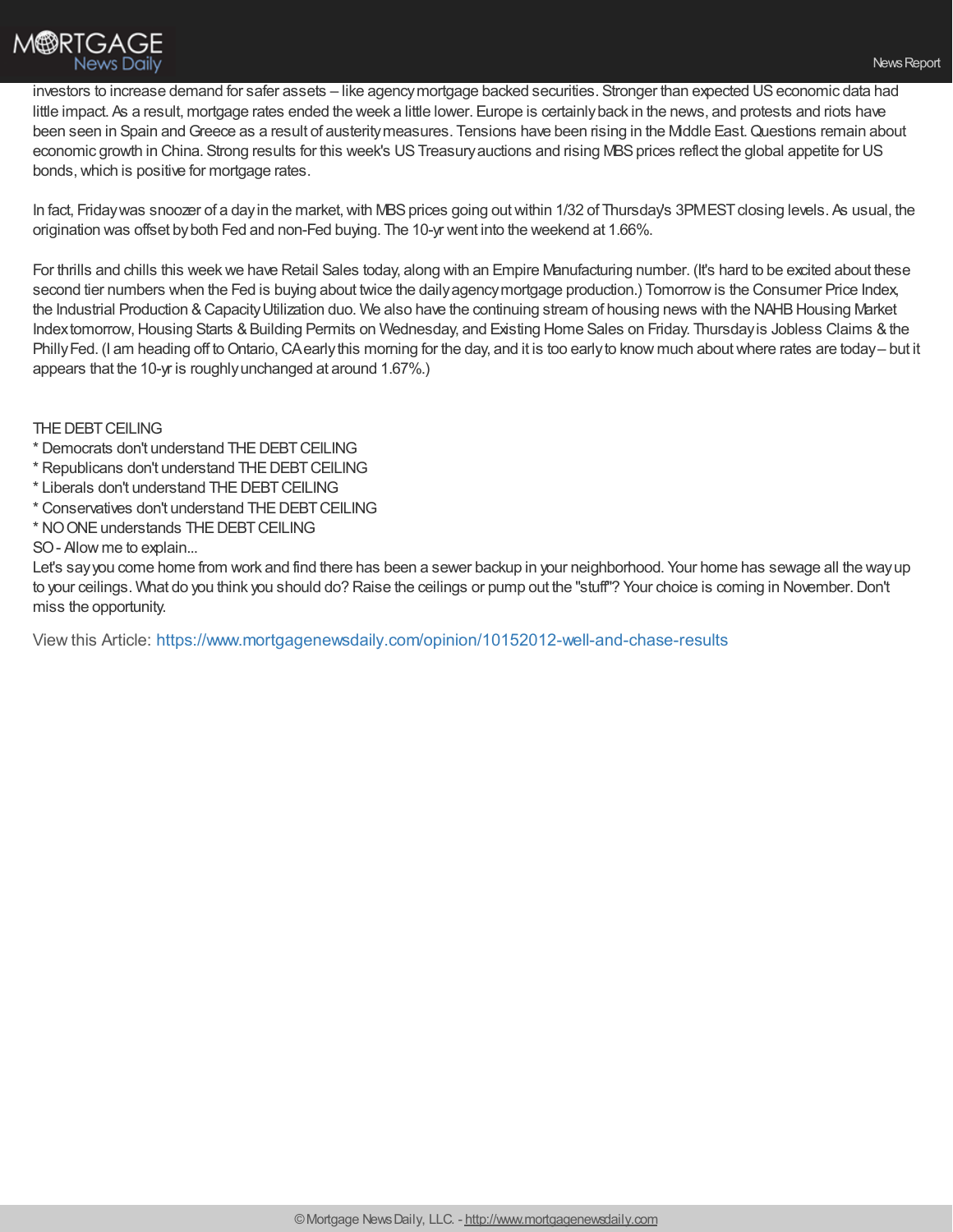investors to increase demand for safer assets – like agency mortgage backed securities. Stronger than expected US economic data had little impact. As a result, mortgage rates ended the week a little lower. Europe is certainly back in the news, and protests and riots have been seen in Spain and Greece as a result of austerity measures. Tensions have been rising in the Middle East. Questions remain about economic growth in China. Strong results for this week's US Treasury auctions and rising MBS prices reflect the global appetite for US bonds, which is positive for mortgage rates.

In fact, Friday was snoozer of a day in the market, with MBS prices going out within 1/32 of Thursday's 3PM EST closing levels. As usual, the origination was offset by both Fed and non-Fed buying. The 10-yr went into the weekend at 1.66%.

For thrills and chills this week we have Retail Sales today, along with an Empire Manufacturing number. (It's hard to be excited about these second tier numbers when the Fed is buying about twice the daily agency mortgage production.) Tomorrow is the Consumer Price Index, the Industrial Production & Capacity Utilization duo. We also have the continuing stream of housing news with the NAHB Housing Market Index tomorrow, Housing Starts & Building Permits on Wednesday, and Existing Home Sales on Friday. Thursday is Jobless Claims & the Philly Fed. (I am heading off to Ontario, CA early this morning for the day, and it is too early to know much about where rates are today – but it appears that the 10-yr is roughly unchanged at around 1.67%.)

THE DEBT CEILING
* Democrats don't understand THE DEBT CEILING
* Republicans don't understand THE DEBT CEILING
* Liberals don't understand THE DEBT CEILING
* Conservatives don't understand THE DEBT CEILING
* NO ONE understands THE DEBT CEILING
SO - Allow me to explain...
Let's say you come home from work and find there has been a sewer backup in your neighborhood. Your home has sewage all the way up to your ceilings. What do you think you should do? Raise the ceilings or pump out the "stuff"? Your choice is coming in November. Don't miss the opportunity.

View this Article: https://www.mortgagenewsdaily.com/opinion/10152012-well-and-chase-results